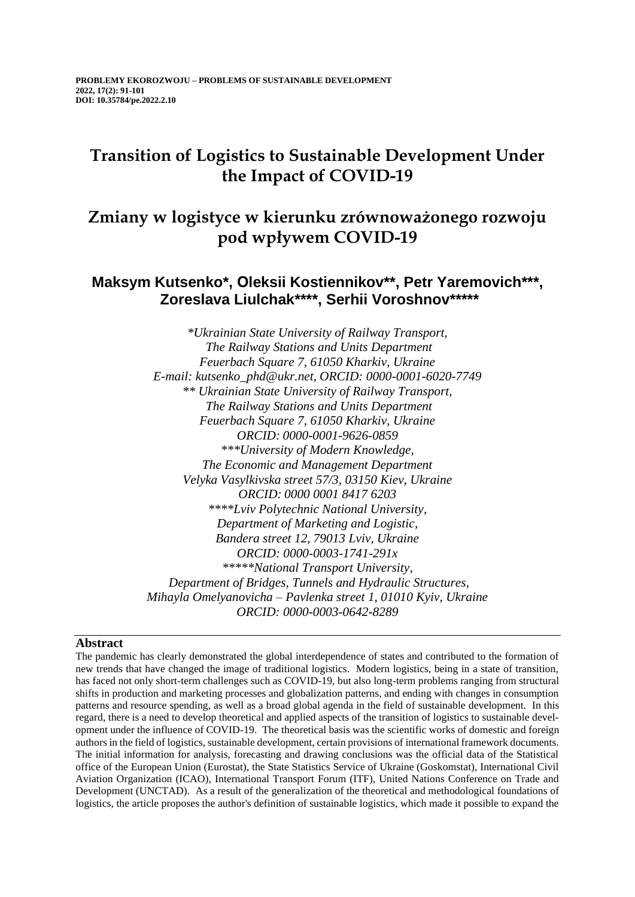PROBLEMY EKOROZWOJU – PROBLEMS OF SUSTAINABLE DEVELOPMENT
2022, 17(2): 91-101
DOI: 10.35784/pe.2022.2.10

# Transition of Logistics to Sustainable Development Under the Impact of COVID-19

# Zmiany w logistyce w kierunku zrównoważonego rozwoju pod wpływem COVID-19

## Maksym Kutsenko*, Oleksii Kostiennikov**, Petr Yaremovich***, Zoreslava Liulchak****, Serhii Voroshnov*****

*\*Ukrainian State University of Railway Transport,*
*The Railway Stations and Units Department*
*Feuerbach Square 7, 61050 Kharkiv, Ukraine*
*E-mail: kutsenko_phd@ukr.net, ORCID: 0000-0001-6020-7749*
*\*\* Ukrainian State University of Railway Transport,*
*The Railway Stations and Units Department*
*Feuerbach Square 7, 61050 Kharkiv, Ukraine*
*ORCID: 0000-0001-9626-0859*
*\*\*\*University of Modern Knowledge,*
*The Economic and Management Department*
*Velyka Vasylkivska street 57/3, 03150 Kiev, Ukraine*
*ORCID: 0000 0001 8417 6203*
*\*\*\*\*Lviv Polytechnic National University,*
*Department of Marketing and Logistic,*
*Bandera street 12, 79013 Lviv, Ukraine*
*ORCID: 0000-0003-1741-291x*
*\*\*\*\*\*National Transport University,*
*Department of Bridges, Tunnels and Hydraulic Structures,*
*Mihayla Omelyanovicha – Pavlenka street 1, 01010 Kyiv, Ukraine*
*ORCID: 0000-0003-0642-8289*

### Abstract

The pandemic has clearly demonstrated the global interdependence of states and contributed to the formation of new trends that have changed the image of traditional logistics. Modern logistics, being in a state of transition, has faced not only short-term challenges such as COVID-19, but also long-term problems ranging from structural shifts in production and marketing processes and globalization patterns, and ending with changes in consumption patterns and resource spending, as well as a broad global agenda in the field of sustainable development. In this regard, there is a need to develop theoretical and applied aspects of the transition of logistics to sustainable development under the influence of COVID-19. The theoretical basis was the scientific works of domestic and foreign authors in the field of logistics, sustainable development, certain provisions of international framework documents. The initial information for analysis, forecasting and drawing conclusions was the official data of the Statistical office of the European Union (Eurostat), the State Statistics Service of Ukraine (Goskomstat), International Civil Aviation Organization (ICAO), International Transport Forum (ITF), United Nations Conference on Trade and Development (UNCTAD). As a result of the generalization of the theoretical and methodological foundations of logistics, the article proposes the author's definition of sustainable logistics, which made it possible to expand the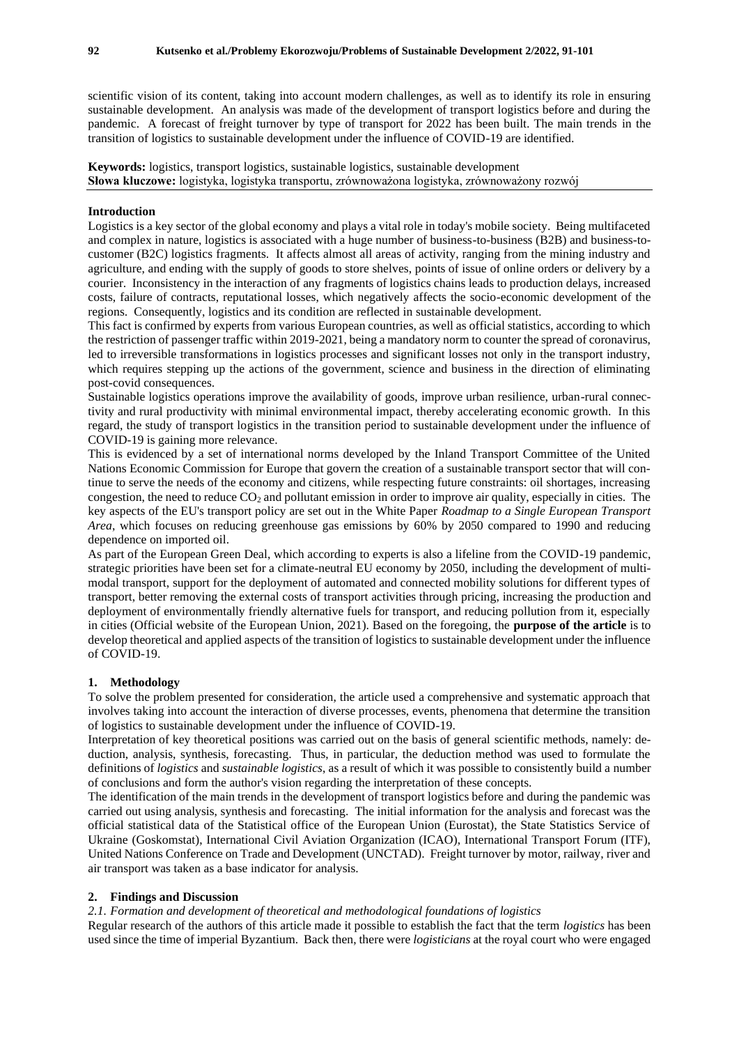scientific vision of its content, taking into account modern challenges, as well as to identify its role in ensuring sustainable development. An analysis was made of the development of transport logistics before and during the pandemic. A forecast of freight turnover by type of transport for 2022 has been built. The main trends in the transition of logistics to sustainable development under the influence of COVID-19 are identified.

**Keywords:** logistics, transport logistics, sustainable logistics, sustainable development
**Słowa kluczowe:** logistyka, logistyka transportu, zrównoważona logistyka, zrównoważony rozwój

## Introduction

Logistics is a key sector of the global economy and plays a vital role in today's mobile society. Being multifaceted and complex in nature, logistics is associated with a huge number of business-to-business (B2B) and business-to-customer (B2C) logistics fragments. It affects almost all areas of activity, ranging from the mining industry and agriculture, and ending with the supply of goods to store shelves, points of issue of online orders or delivery by a courier. Inconsistency in the interaction of any fragments of logistics chains leads to production delays, increased costs, failure of contracts, reputational losses, which negatively affects the socio-economic development of the regions. Consequently, logistics and its condition are reflected in sustainable development.

This fact is confirmed by experts from various European countries, as well as official statistics, according to which the restriction of passenger traffic within 2019-2021, being a mandatory norm to counter the spread of coronavirus, led to irreversible transformations in logistics processes and significant losses not only in the transport industry, which requires stepping up the actions of the government, science and business in the direction of eliminating post-covid consequences.

Sustainable logistics operations improve the availability of goods, improve urban resilience, urban-rural connectivity and rural productivity with minimal environmental impact, thereby accelerating economic growth. In this regard, the study of transport logistics in the transition period to sustainable development under the influence of COVID-19 is gaining more relevance.

This is evidenced by a set of international norms developed by the Inland Transport Committee of the United Nations Economic Commission for Europe that govern the creation of a sustainable transport sector that will continue to serve the needs of the economy and citizens, while respecting future constraints: oil shortages, increasing congestion, the need to reduce $CO_2$ and pollutant emission in order to improve air quality, especially in cities. The key aspects of the EU's transport policy are set out in the White Paper *Roadmap to a Single European Transport Area*, which focuses on reducing greenhouse gas emissions by 60% by 2050 compared to 1990 and reducing dependence on imported oil.

As part of the European Green Deal, which according to experts is also a lifeline from the COVID-19 pandemic, strategic priorities have been set for a climate-neutral EU economy by 2050, including the development of multimodal transport, support for the deployment of automated and connected mobility solutions for different types of transport, better removing the external costs of transport activities through pricing, increasing the production and deployment of environmentally friendly alternative fuels for transport, and reducing pollution from it, especially in cities (Official website of the European Union, 2021). Based on the foregoing, the **purpose of the article** is to develop theoretical and applied aspects of the transition of logistics to sustainable development under the influence of COVID-19.

## 1. Methodology

To solve the problem presented for consideration, the article used a comprehensive and systematic approach that involves taking into account the interaction of diverse processes, events, phenomena that determine the transition of logistics to sustainable development under the influence of COVID-19.

Interpretation of key theoretical positions was carried out on the basis of general scientific methods, namely: deduction, analysis, synthesis, forecasting. Thus, in particular, the deduction method was used to formulate the definitions of *logistics* and *sustainable logistics*, as a result of which it was possible to consistently build a number of conclusions and form the author's vision regarding the interpretation of these concepts.

The identification of the main trends in the development of transport logistics before and during the pandemic was carried out using analysis, synthesis and forecasting. The initial information for the analysis and forecast was the official statistical data of the Statistical office of the European Union (Eurostat), the State Statistics Service of Ukraine (Goskomstat), International Civil Aviation Organization (ICAO), International Transport Forum (ITF), United Nations Conference on Trade and Development (UNCTAD). Freight turnover by motor, railway, river and air transport was taken as a base indicator for analysis.

## 2. Findings and Discussion

### *2.1. Formation and development of theoretical and methodological foundations of logistics*

Regular research of the authors of this article made it possible to establish the fact that the term *logistics* has been used since the time of imperial Byzantium. Back then, there were *logisticians* at the royal court who were engaged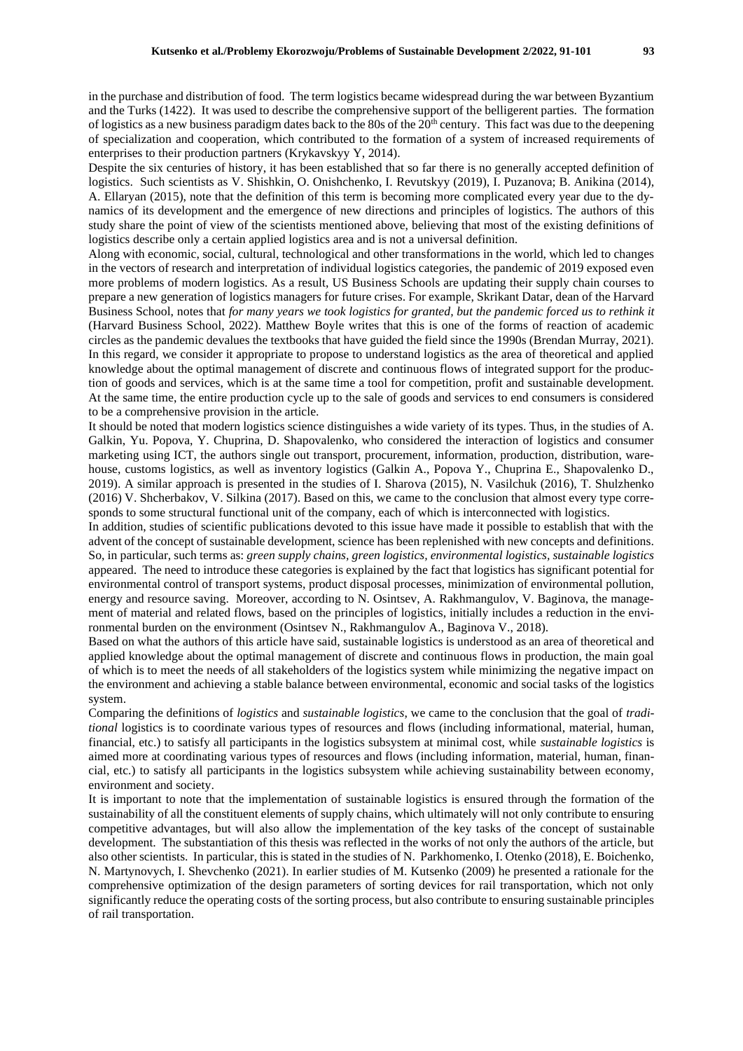in the purchase and distribution of food. The term logistics became widespread during the war between Byzantium and the Turks (1422). It was used to describe the comprehensive support of the belligerent parties. The formation of logistics as a new business paradigm dates back to the 80s of the 20$^{th}$ century. This fact was due to the deepening of specialization and cooperation, which contributed to the formation of a system of increased requirements of enterprises to their production partners (Krykavskyy Y, 2014).

Despite the six centuries of history, it has been established that so far there is no generally accepted definition of logistics. Such scientists as V. Shishkin, O. Onishchenko, I. Revutskyy (2019), I. Puzanova; B. Anikina (2014), A. Ellaryan (2015), note that the definition of this term is becoming more complicated every year due to the dynamics of its development and the emergence of new directions and principles of logistics. The authors of this study share the point of view of the scientists mentioned above, believing that most of the existing definitions of logistics describe only a certain applied logistics area and is not a universal definition.

Along with economic, social, cultural, technological and other transformations in the world, which led to changes in the vectors of research and interpretation of individual logistics categories, the pandemic of 2019 exposed even more problems of modern logistics. As a result, US Business Schools are updating their supply chain courses to prepare a new generation of logistics managers for future crises. For example, Skrikant Datar, dean of the Harvard Business School, notes that *for many years we took logistics for granted, but the pandemic forced us to rethink it* (Harvard Business School, 2022). Matthew Boyle writes that this is one of the forms of reaction of academic circles as the pandemic devalues the textbooks that have guided the field since the 1990s (Brendan Murray, 2021). In this regard, we consider it appropriate to propose to understand logistics as the area of theoretical and applied knowledge about the optimal management of discrete and continuous flows of integrated support for the production of goods and services, which is at the same time a tool for competition, profit and sustainable development. At the same time, the entire production cycle up to the sale of goods and services to end consumers is considered to be a comprehensive provision in the article.

It should be noted that modern logistics science distinguishes a wide variety of its types. Thus, in the studies of A. Galkin, Yu. Popova, Y. Chuprina, D. Shapovalenko, who considered the interaction of logistics and consumer marketing using ICT, the authors single out transport, procurement, information, production, distribution, warehouse, customs logistics, as well as inventory logistics (Galkin A., Popova Y., Chuprina E., Shapovalenko D., 2019). A similar approach is presented in the studies of I. Sharova (2015), N. Vasilchuk (2016), T. Shulzhenko (2016) V. Shcherbakov, V. Silkina (2017). Based on this, we came to the conclusion that almost every type corresponds to some structural functional unit of the company, each of which is interconnected with logistics.

In addition, studies of scientific publications devoted to this issue have made it possible to establish that with the advent of the concept of sustainable development, science has been replenished with new concepts and definitions. So, in particular, such terms as: *green supply chains, green logistics, environmental logistics, sustainable logistics* appeared. The need to introduce these categories is explained by the fact that logistics has significant potential for environmental control of transport systems, product disposal processes, minimization of environmental pollution, energy and resource saving. Moreover, according to N. Osintsev, A. Rakhmangulov, V. Baginova, the management of material and related flows, based on the principles of logistics, initially includes a reduction in the environmental burden on the environment (Osintsev N., Rakhmangulov A., Baginova V., 2018).

Based on what the authors of this article have said, sustainable logistics is understood as an area of theoretical and applied knowledge about the optimal management of discrete and continuous flows in production, the main goal of which is to meet the needs of all stakeholders of the logistics system while minimizing the negative impact on the environment and achieving a stable balance between environmental, economic and social tasks of the logistics system.

Comparing the definitions of *logistics* and *sustainable logistics*, we came to the conclusion that the goal of *traditional* logistics is to coordinate various types of resources and flows (including informational, material, human, financial, etc.) to satisfy all participants in the logistics subsystem at minimal cost, while *sustainable logistics* is aimed more at coordinating various types of resources and flows (including information, material, human, financial, etc.) to satisfy all participants in the logistics subsystem while achieving sustainability between economy, environment and society.

It is important to note that the implementation of sustainable logistics is ensured through the formation of the sustainability of all the constituent elements of supply chains, which ultimately will not only contribute to ensuring competitive advantages, but will also allow the implementation of the key tasks of the concept of sustainable development. The substantiation of this thesis was reflected in the works of not only the authors of the article, but also other scientists. In particular, this is stated in the studies of N. Parkhomenko, I. Otenko (2018), E. Boichenko, N. Martynovych, I. Shevchenko (2021). In earlier studies of M. Kutsenko (2009) he presented a rationale for the comprehensive optimization of the design parameters of sorting devices for rail transportation, which not only significantly reduce the operating costs of the sorting process, but also contribute to ensuring sustainable principles of rail transportation.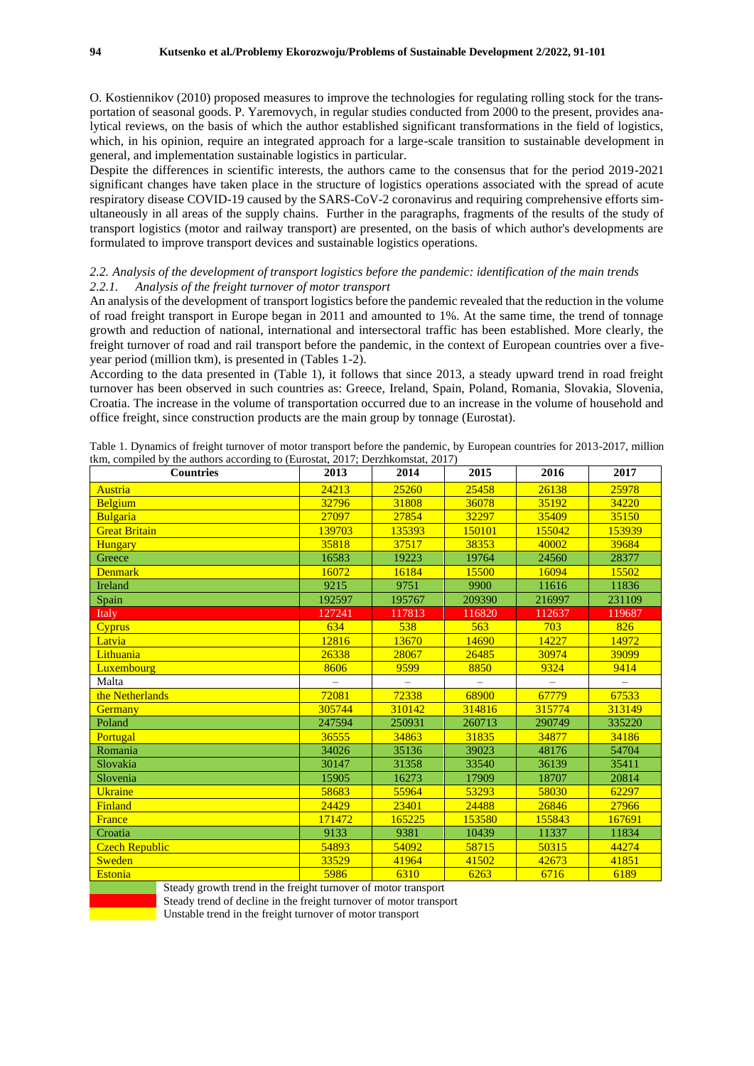O. Kostiennikov (2010) proposed measures to improve the technologies for regulating rolling stock for the transportation of seasonal goods. P. Yaremovych, in regular studies conducted from 2000 to the present, provides analytical reviews, on the basis of which the author established significant transformations in the field of logistics, which, in his opinion, require an integrated approach for a large-scale transition to sustainable development in general, and implementation sustainable logistics in particular.

Despite the differences in scientific interests, the authors came to the consensus that for the period 2019-2021 significant changes have taken place in the structure of logistics operations associated with the spread of acute respiratory disease COVID-19 caused by the SARS-CoV-2 coronavirus and requiring comprehensive efforts simultaneously in all areas of the supply chains. Further in the paragraphs, fragments of the results of the study of transport logistics (motor and railway transport) are presented, on the basis of which author's developments are formulated to improve transport devices and sustainable logistics operations.

### *2.2. Analysis of the development of transport logistics before the pandemic: identification of the main trends*

#### *2.2.1. Analysis of the freight turnover of motor transport*

An analysis of the development of transport logistics before the pandemic revealed that the reduction in the volume of road freight transport in Europe began in 2011 and amounted to 1%. At the same time, the trend of tonnage growth and reduction of national, international and intersectoral traffic has been established. More clearly, the freight turnover of road and rail transport before the pandemic, in the context of European countries over a five-year period (million tkm), is presented in (Tables 1-2).

According to the data presented in (Table 1), it follows that since 2013, a steady upward trend in road freight turnover has been observed in such countries as: Greece, Ireland, Spain, Poland, Romania, Slovakia, Slovenia, Croatia. The increase in the volume of transportation occurred due to an increase in the volume of household and office freight, since construction products are the main group by tonnage (Eurostat).

Table 1. Dynamics of freight turnover of motor transport before the pandemic, by European countries for 2013-2017, million tkm, compiled by the authors according to (Eurostat, 2017; Derzhkomstat, 2017)

| Countries | 2013 | 2014 | 2015 | 2016 | 2017 |
|---|---|---|---|---|---|
| Austria | 24213 | 25260 | 25458 | 26138 | 25978 |
| Belgium | 32796 | 31808 | 36078 | 35192 | 34220 |
| Bulgaria | 27097 | 27854 | 32297 | 35409 | 35150 |
| Great Britain | 139703 | 135393 | 150101 | 155042 | 153939 |
| Hungary | 35818 | 37517 | 38353 | 40002 | 39684 |
| Greece | 16583 | 19223 | 19764 | 24560 | 28377 |
| Denmark | 16072 | 16184 | 15500 | 16094 | 15502 |
| Ireland | 9215 | 9751 | 9900 | 11616 | 11836 |
| Spain | 192597 | 195767 | 209390 | 216997 | 231109 |
| Italy | 127241 | 117813 | 116820 | 112637 | 119687 |
| Cyprus | 634 | 538 | 563 | 703 | 826 |
| Latvia | 12816 | 13670 | 14690 | 14227 | 14972 |
| Lithuania | 26338 | 28067 | 26485 | 30974 | 39099 |
| Luxembourg | 8606 | 9599 | 8850 | 9324 | 9414 |
| Malta | – | – | – | – | – |
| the Netherlands | 72081 | 72338 | 68900 | 67779 | 67533 |
| Germany | 305744 | 310142 | 314816 | 315774 | 313149 |
| Poland | 247594 | 250931 | 260713 | 290749 | 335220 |
| Portugal | 36555 | 34863 | 31835 | 34877 | 34186 |
| Romania | 34026 | 35136 | 39023 | 48176 | 54704 |
| Slovakia | 30147 | 31358 | 33540 | 36139 | 35411 |
| Slovenia | 15905 | 16273 | 17909 | 18707 | 20814 |
| Ukraine | 58683 | 55964 | 53293 | 58030 | 62297 |
| Finland | 24429 | 23401 | 24488 | 26846 | 27966 |
| France | 171472 | 165225 | 153580 | 155843 | 167691 |
| Croatia | 9133 | 9381 | 10439 | 11337 | 11834 |
| Czech Republic | 54893 | 54092 | 58715 | 50315 | 44274 |
| Sweden | 33529 | 41964 | 41502 | 42673 | 41851 |
| Estonia | 5986 | 6310 | 6263 | 6716 | 6189 |

Green – Steady growth trend in the freight turnover of motor transport

Red – Steady trend of decline in the freight turnover of motor transport

Yellow – Unstable trend in the freight turnover of motor transport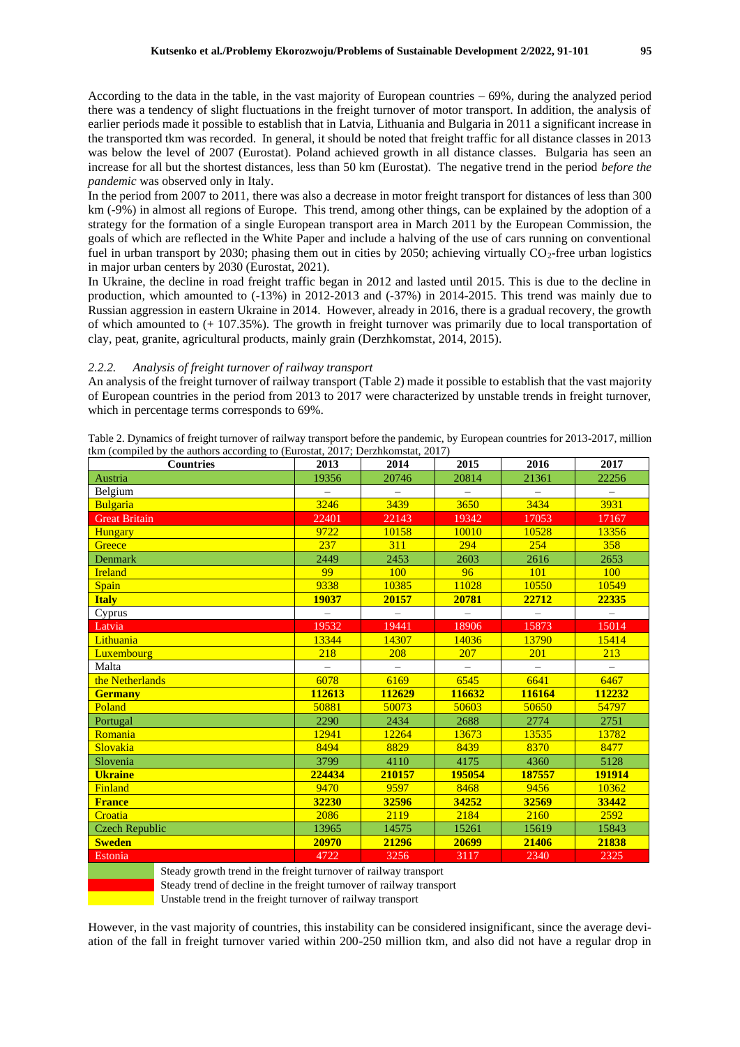According to the data in the table, in the vast majority of European countries – 69%, during the analyzed period there was a tendency of slight fluctuations in the freight turnover of motor transport. In addition, the analysis of earlier periods made it possible to establish that in Latvia, Lithuania and Bulgaria in 2011 a significant increase in the transported tkm was recorded. In general, it should be noted that freight traffic for all distance classes in 2013 was below the level of 2007 (Eurostat). Poland achieved growth in all distance classes. Bulgaria has seen an increase for all but the shortest distances, less than 50 km (Eurostat). The negative trend in the period *before the pandemic* was observed only in Italy.

In the period from 2007 to 2011, there was also a decrease in motor freight transport for distances of less than 300 km (-9%) in almost all regions of Europe. This trend, among other things, can be explained by the adoption of a strategy for the formation of a single European transport area in March 2011 by the European Commission, the goals of which are reflected in the White Paper and include a halving of the use of cars running on conventional fuel in urban transport by 2030; phasing them out in cities by 2050; achieving virtually $CO_2$-free urban logistics in major urban centers by 2030 (Eurostat, 2021).

In Ukraine, the decline in road freight traffic began in 2012 and lasted until 2015. This is due to the decline in production, which amounted to (-13%) in 2012-2013 and (-37%) in 2014-2015. This trend was mainly due to Russian aggression in eastern Ukraine in 2014. However, already in 2016, there is a gradual recovery, the growth of which amounted to (+ 107.35%). The growth in freight turnover was primarily due to local transportation of clay, peat, granite, agricultural products, mainly grain (Derzhkomstat, 2014, 2015).

### 2.2.2. *Analysis of freight turnover of railway transport*

An analysis of the freight turnover of railway transport (Table 2) made it possible to establish that the vast majority of European countries in the period from 2013 to 2017 were characterized by unstable trends in freight turnover, which in percentage terms corresponds to 69%.

Table 2. Dynamics of freight turnover of railway transport before the pandemic, by European countries for 2013-2017, million tkm (compiled by the authors according to (Eurostat, 2017; Derzhkomstat, 2017)

| Countries | 2013 | 2014 | 2015 | 2016 | 2017 |
|---|---|---|---|---|---|
| Austria | 19356 | 20746 | 20814 | 21361 | 22256 |
| Belgium | – | – | – | – | – |
| Bulgaria | 3246 | 3439 | 3650 | 3434 | 3931 |
| Great Britain | 22401 | 22143 | 19342 | 17053 | 17167 |
| Hungary | 9722 | 10158 | 10010 | 10528 | 13356 |
| Greece | 237 | 311 | 294 | 254 | 358 |
| Denmark | 2449 | 2453 | 2603 | 2616 | 2653 |
| Ireland | 99 | 100 | 96 | 101 | 100 |
| Spain | 9338 | 10385 | 11028 | 10550 | 10549 |
| **Italy** | **19037** | **20157** | **20781** | **22712** | **22335** |
| Cyprus | – | – | – | – | – |
| Latvia | 19532 | 19441 | 18906 | 15873 | 15014 |
| Lithuania | 13344 | 14307 | 14036 | 13790 | 15414 |
| Luxembourg | 218 | 208 | 207 | 201 | 213 |
| Malta | – | – | – | – | – |
| the Netherlands | 6078 | 6169 | 6545 | 6641 | 6467 |
| **Germany** | **112613** | **112629** | **116632** | **116164** | **112232** |
| Poland | 50881 | 50073 | 50603 | 50650 | 54797 |
| Portugal | 2290 | 2434 | 2688 | 2774 | 2751 |
| Romania | 12941 | 12264 | 13673 | 13535 | 13782 |
| Slovakia | 8494 | 8829 | 8439 | 8370 | 8477 |
| Slovenia | 3799 | 4110 | 4175 | 4360 | 5128 |
| **Ukraine** | **224434** | **210157** | **195054** | **187557** | **191914** |
| Finland | 9470 | 9597 | 8468 | 9456 | 10362 |
| **France** | **32230** | **32596** | **34252** | **32569** | **33442** |
| Croatia | 2086 | 2119 | 2184 | 2160 | 2592 |
| Czech Republic | 13965 | 14575 | 15261 | 15619 | 15843 |
| **Sweden** | **20970** | **21296** | **20699** | **21406** | **21838** |
| Estonia | 4722 | 3256 | 3117 | 2340 | 2325 |

Steady growth trend in the freight turnover of railway transport (green: Austria, Denmark, Portugal, Slovenia, Czech Republic)

Steady trend of decline in the freight turnover of railway transport (red: Great Britain, Latvia, Estonia)

Unstable trend in the freight turnover of railway transport (yellow: all other countries with data)

However, in the vast majority of countries, this instability can be considered insignificant, since the average deviation of the fall in freight turnover varied within 200-250 million tkm, and also did not have a regular drop in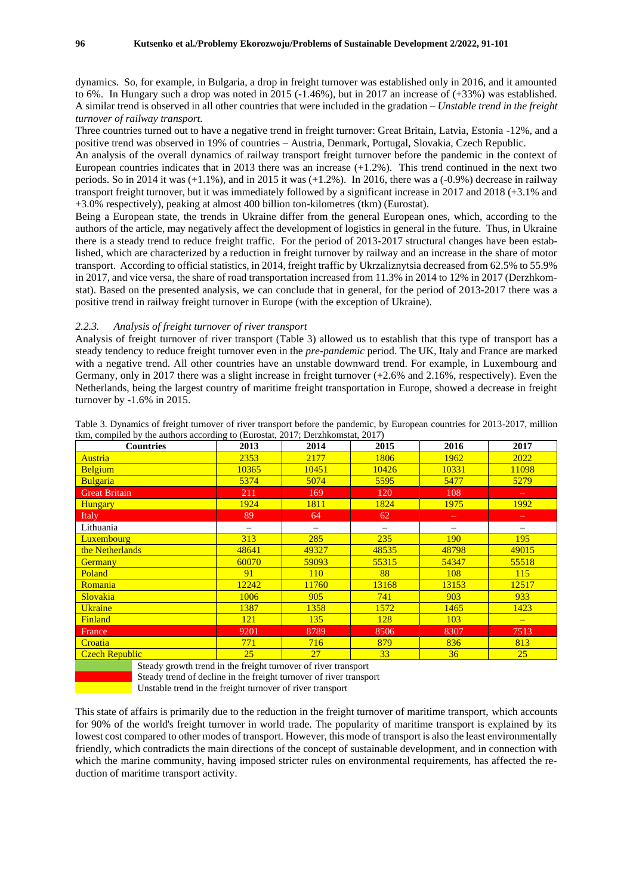dynamics. So, for example, in Bulgaria, a drop in freight turnover was established only in 2016, and it amounted to 6%. In Hungary such a drop was noted in 2015 (-1.46%), but in 2017 an increase of (+33%) was established. A similar trend is observed in all other countries that were included in the gradation – *Unstable trend in the freight turnover of railway transport.*

Three countries turned out to have a negative trend in freight turnover: Great Britain, Latvia, Estonia -12%, and a positive trend was observed in 19% of countries – Austria, Denmark, Portugal, Slovakia, Czech Republic.

An analysis of the overall dynamics of railway transport freight turnover before the pandemic in the context of European countries indicates that in 2013 there was an increase (+1.2%). This trend continued in the next two periods. So in 2014 it was (+1.1%), and in 2015 it was (+1.2%). In 2016, there was a (-0.9%) decrease in railway transport freight turnover, but it was immediately followed by a significant increase in 2017 and 2018 (+3.1% and +3.0% respectively), peaking at almost 400 billion ton-kilometres (tkm) (Eurostat).

Being a European state, the trends in Ukraine differ from the general European ones, which, according to the authors of the article, may negatively affect the development of logistics in general in the future. Thus, in Ukraine there is a steady trend to reduce freight traffic. For the period of 2013-2017 structural changes have been established, which are characterized by a reduction in freight turnover by railway and an increase in the share of motor transport. According to official statistics, in 2014, freight traffic by Ukrzaliznytsia decreased from 62.5% to 55.9% in 2017, and vice versa, the share of road transportation increased from 11.3% in 2014 to 12% in 2017 (Derzhkomstat). Based on the presented analysis, we can conclude that in general, for the period of 2013-2017 there was a positive trend in railway freight turnover in Europe (with the exception of Ukraine).

### *2.2.3. Analysis of freight turnover of river transport*

Analysis of freight turnover of river transport (Table 3) allowed us to establish that this type of transport has a steady tendency to reduce freight turnover even in the *pre-pandemic* period. The UK, Italy and France are marked with a negative trend. All other countries have an unstable downward trend. For example, in Luxembourg and Germany, only in 2017 there was a slight increase in freight turnover (+2.6% and 2.16%, respectively). Even the Netherlands, being the largest country of maritime freight transportation in Europe, showed a decrease in freight turnover by -1.6% in 2015.

Table 3. Dynamics of freight turnover of river transport before the pandemic, by European countries for 2013-2017, million tkm, compiled by the authors according to (Eurostat, 2017; Derzhkomstat, 2017)

| Countries | 2013 | 2014 | 2015 | 2016 | 2017 |
|---|---|---|---|---|---|
| Austria | 2353 | 2177 | 1806 | 1962 | 2022 |
| Belgium | 10365 | 10451 | 10426 | 10331 | 11098 |
| Bulgaria | 5374 | 5074 | 5595 | 5477 | 5279 |
| Great Britain | 211 | 169 | 120 | 108 | – |
| Hungary | 1924 | 1811 | 1824 | 1975 | 1992 |
| Italy | 89 | 64 | 62 | – | – |
| Lithuania | – | – | – | – | – |
| Luxembourg | 313 | 285 | 235 | 190 | 195 |
| the Netherlands | 48641 | 49327 | 48535 | 48798 | 49015 |
| Germany | 60070 | 59093 | 55315 | 54347 | 55518 |
| Poland | 91 | 110 | 88 | 108 | 115 |
| Romania | 12242 | 11760 | 13168 | 13153 | 12517 |
| Slovakia | 1006 | 905 | 741 | 903 | 933 |
| Ukraine | 1387 | 1358 | 1572 | 1465 | 1423 |
| Finland | 121 | 135 | 128 | 103 | – |
| France | 9201 | 8789 | 8506 | 8307 | 7513 |
| Croatia | 771 | 716 | 879 | 836 | 813 |
| Czech Republic | 25 | 27 | 33 | 36 | 25 |

Steady growth trend in the freight turnover of river transport
Steady trend of decline in the freight turnover of river transport
Unstable trend in the freight turnover of river transport

This state of affairs is primarily due to the reduction in the freight turnover of maritime transport, which accounts for 90% of the world's freight turnover in world trade. The popularity of maritime transport is explained by its lowest cost compared to other modes of transport. However, this mode of transport is also the least environmentally friendly, which contradicts the main directions of the concept of sustainable development, and in connection with which the marine community, having imposed stricter rules on environmental requirements, has affected the reduction of maritime transport activity.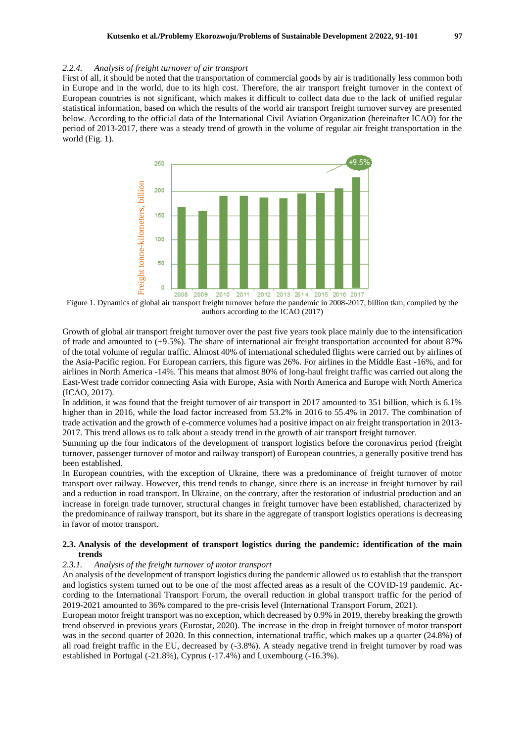#### *2.2.4. Analysis of freight turnover of air transport*

First of all, it should be noted that the transportation of commercial goods by air is traditionally less common both in Europe and in the world, due to its high cost. Therefore, the air transport freight turnover in the context of European countries is not significant, which makes it difficult to collect data due to the lack of unified regular statistical information, based on which the results of the world air transport freight turnover survey are presented below. According to the official data of the International Civil Aviation Organization (hereinafter ICAO) for the period of 2013-2017, there was a steady trend of growth in the volume of regular air freight transportation in the world (Fig. 1).

Figure 1. Dynamics of global air transport freight turnover before the pandemic in 2008-2017, billion tkm, compiled by the authors according to the ICAO (2017)

Growth of global air transport freight turnover over the past five years took place mainly due to the intensification of trade and amounted to (+9.5%). The share of international air freight transportation accounted for about 87% of the total volume of regular traffic. Almost 40% of international scheduled flights were carried out by airlines of the Asia-Pacific region. For European carriers, this figure was 26%. For airlines in the Middle East -16%, and for airlines in North America -14%. This means that almost 80% of long-haul freight traffic was carried out along the East-West trade corridor connecting Asia with Europe, Asia with North America and Europe with North America (ICAO, 2017).

In addition, it was found that the freight turnover of air transport in 2017 amounted to 351 billion, which is 6.1% higher than in 2016, while the load factor increased from 53.2% in 2016 to 55.4% in 2017. The combination of trade activation and the growth of e-commerce volumes had a positive impact on air freight transportation in 2013-2017. This trend allows us to talk about a steady trend in the growth of air transport freight turnover.

Summing up the four indicators of the development of transport logistics before the coronavirus period (freight turnover, passenger turnover of motor and railway transport) of European countries, a generally positive trend has been established.

In European countries, with the exception of Ukraine, there was a predominance of freight turnover of motor transport over railway. However, this trend tends to change, since there is an increase in freight turnover by rail and a reduction in road transport. In Ukraine, on the contrary, after the restoration of industrial production and an increase in foreign trade turnover, structural changes in freight turnover have been established, characterized by the predominance of railway transport, but its share in the aggregate of transport logistics operations is decreasing in favor of motor transport.

### 2.3. Analysis of the development of transport logistics during the pandemic: identification of the main trends

#### *2.3.1. Analysis of the freight turnover of motor transport*

An analysis of the development of transport logistics during the pandemic allowed us to establish that the transport and logistics system turned out to be one of the most affected areas as a result of the COVID-19 pandemic. According to the International Transport Forum, the overall reduction in global transport traffic for the period of 2019-2021 amounted to 36% compared to the pre-crisis level (International Transport Forum, 2021).

European motor freight transport was no exception, which decreased by 0.9% in 2019, thereby breaking the growth trend observed in previous years (Eurostat, 2020). The increase in the drop in freight turnover of motor transport was in the second quarter of 2020. In this connection, international traffic, which makes up a quarter (24.8%) of all road freight traffic in the EU, decreased by (-3.8%). A steady negative trend in freight turnover by road was established in Portugal (-21.8%), Cyprus (-17.4%) and Luxembourg (-16.3%).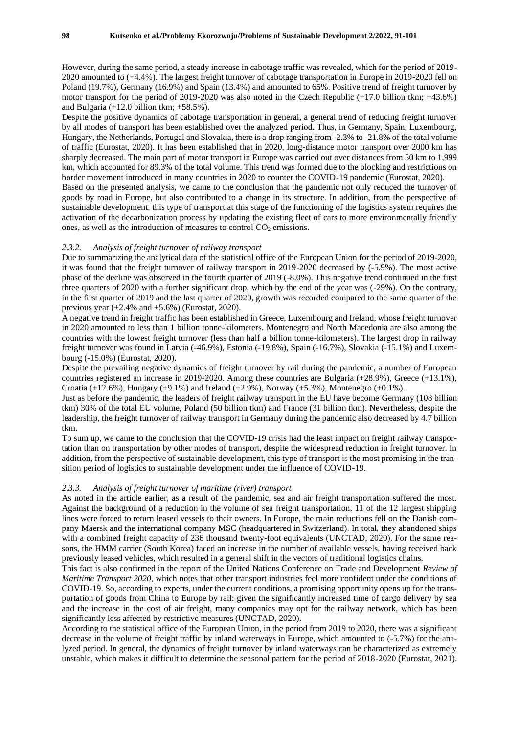However, during the same period, a steady increase in cabotage traffic was revealed, which for the period of 2019-2020 amounted to (+4.4%). The largest freight turnover of cabotage transportation in Europe in 2019-2020 fell on Poland (19.7%), Germany (16.9%) and Spain (13.4%) and amounted to 65%. Positive trend of freight turnover by motor transport for the period of 2019-2020 was also noted in the Czech Republic (+17.0 billion tkm; +43.6%) and Bulgaria (+12.0 billion tkm; +58.5%).

Despite the positive dynamics of cabotage transportation in general, a general trend of reducing freight turnover by all modes of transport has been established over the analyzed period. Thus, in Germany, Spain, Luxembourg, Hungary, the Netherlands, Portugal and Slovakia, there is a drop ranging from -2.3% to -21.8% of the total volume of traffic (Eurostat, 2020). It has been established that in 2020, long-distance motor transport over 2000 km has sharply decreased. The main part of motor transport in Europe was carried out over distances from 50 km to 1,999 km, which accounted for 89.3% of the total volume. This trend was formed due to the blocking and restrictions on border movement introduced in many countries in 2020 to counter the COVID-19 pandemic (Eurostat, 2020).

Based on the presented analysis, we came to the conclusion that the pandemic not only reduced the turnover of goods by road in Europe, but also contributed to a change in its structure. In addition, from the perspective of sustainable development, this type of transport at this stage of the functioning of the logistics system requires the activation of the decarbonization process by updating the existing fleet of cars to more environmentally friendly ones, as well as the introduction of measures to control $CO_2$ emissions.

### *2.3.2. Analysis of freight turnover of railway transport*

Due to summarizing the analytical data of the statistical office of the European Union for the period of 2019-2020, it was found that the freight turnover of railway transport in 2019-2020 decreased by (-5.9%). The most active phase of the decline was observed in the fourth quarter of 2019 (-8.0%). This negative trend continued in the first three quarters of 2020 with a further significant drop, which by the end of the year was (-29%). On the contrary, in the first quarter of 2019 and the last quarter of 2020, growth was recorded compared to the same quarter of the previous year (+2.4% and +5.6%) (Eurostat, 2020).

A negative trend in freight traffic has been established in Greece, Luxembourg and Ireland, whose freight turnover in 2020 amounted to less than 1 billion tonne-kilometers. Montenegro and North Macedonia are also among the countries with the lowest freight turnover (less than half a billion tonne-kilometers). The largest drop in railway freight turnover was found in Latvia (-46.9%), Estonia (-19.8%), Spain (-16.7%), Slovakia (-15.1%) and Luxembourg (-15.0%) (Eurostat, 2020).

Despite the prevailing negative dynamics of freight turnover by rail during the pandemic, a number of European countries registered an increase in 2019-2020. Among these countries are Bulgaria (+28.9%), Greece (+13.1%), Croatia (+12.6%), Hungary (+9.1%) and Ireland (+2.9%), Norway (+5.3%), Montenegro (+0.1%).

Just as before the pandemic, the leaders of freight railway transport in the EU have become Germany (108 billion tkm) 30% of the total EU volume, Poland (50 billion tkm) and France (31 billion tkm). Nevertheless, despite the leadership, the freight turnover of railway transport in Germany during the pandemic also decreased by 4.7 billion tkm.

To sum up, we came to the conclusion that the COVID-19 crisis had the least impact on freight railway transportation than on transportation by other modes of transport, despite the widespread reduction in freight turnover. In addition, from the perspective of sustainable development, this type of transport is the most promising in the transition period of logistics to sustainable development under the influence of COVID-19.

### *2.3.3. Analysis of freight turnover of maritime (river) transport*

As noted in the article earlier, as a result of the pandemic, sea and air freight transportation suffered the most. Against the background of a reduction in the volume of sea freight transportation, 11 of the 12 largest shipping lines were forced to return leased vessels to their owners. In Europe, the main reductions fell on the Danish company Maersk and the international company MSC (headquartered in Switzerland). In total, they abandoned ships with a combined freight capacity of 236 thousand twenty-foot equivalents (UNCTAD, 2020). For the same reasons, the HMM carrier (South Korea) faced an increase in the number of available vessels, having received back previously leased vehicles, which resulted in a general shift in the vectors of traditional logistics chains.

This fact is also confirmed in the report of the United Nations Conference on Trade and Development *Review of Maritime Transport 2020*, which notes that other transport industries feel more confident under the conditions of COVID-19. So, according to experts, under the current conditions, a promising opportunity opens up for the transportation of goods from China to Europe by rail: given the significantly increased time of cargo delivery by sea and the increase in the cost of air freight, many companies may opt for the railway network, which has been significantly less affected by restrictive measures (UNCTAD, 2020).

According to the statistical office of the European Union, in the period from 2019 to 2020, there was a significant decrease in the volume of freight traffic by inland waterways in Europe, which amounted to (-5.7%) for the analyzed period. In general, the dynamics of freight turnover by inland waterways can be characterized as extremely unstable, which makes it difficult to determine the seasonal pattern for the period of 2018-2020 (Eurostat, 2021).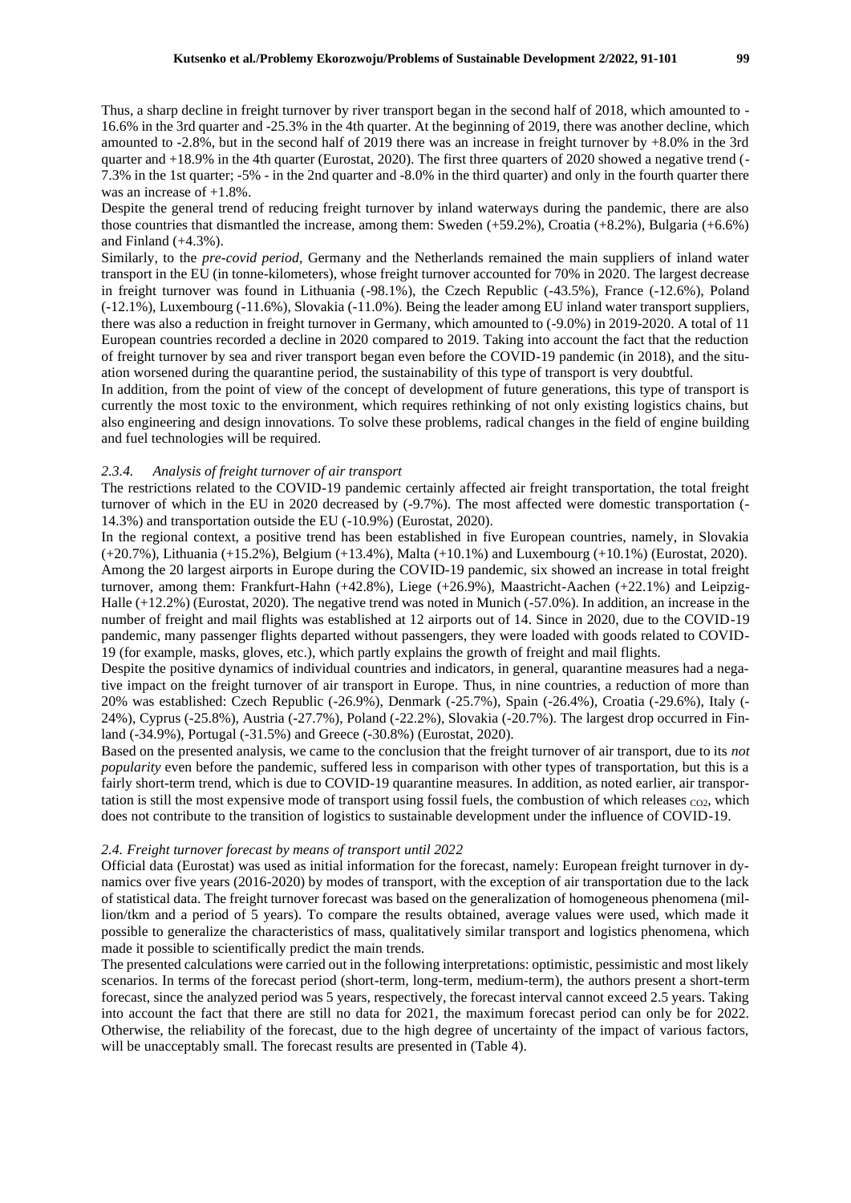Thus, a sharp decline in freight turnover by river transport began in the second half of 2018, which amounted to -16.6% in the 3rd quarter and -25.3% in the 4th quarter. At the beginning of 2019, there was another decline, which amounted to -2.8%, but in the second half of 2019 there was an increase in freight turnover by +8.0% in the 3rd quarter and +18.9% in the 4th quarter (Eurostat, 2020). The first three quarters of 2020 showed a negative trend (-7.3% in the 1st quarter; -5% - in the 2nd quarter and -8.0% in the third quarter) and only in the fourth quarter there was an increase of +1.8%.

Despite the general trend of reducing freight turnover by inland waterways during the pandemic, there are also those countries that dismantled the increase, among them: Sweden (+59.2%), Croatia (+8.2%), Bulgaria (+6.6%) and Finland (+4.3%).

Similarly, to the *pre-covid period*, Germany and the Netherlands remained the main suppliers of inland water transport in the EU (in tonne-kilometers), whose freight turnover accounted for 70% in 2020. The largest decrease in freight turnover was found in Lithuania (-98.1%), the Czech Republic (-43.5%), France (-12.6%), Poland (-12.1%), Luxembourg (-11.6%), Slovakia (-11.0%). Being the leader among EU inland water transport suppliers, there was also a reduction in freight turnover in Germany, which amounted to (-9.0%) in 2019-2020. A total of 11 European countries recorded a decline in 2020 compared to 2019. Taking into account the fact that the reduction of freight turnover by sea and river transport began even before the COVID-19 pandemic (in 2018), and the situation worsened during the quarantine period, the sustainability of this type of transport is very doubtful.

In addition, from the point of view of the concept of development of future generations, this type of transport is currently the most toxic to the environment, which requires rethinking of not only existing logistics chains, but also engineering and design innovations. To solve these problems, radical changes in the field of engine building and fuel technologies will be required.

### *2.3.4. Analysis of freight turnover of air transport*

The restrictions related to the COVID-19 pandemic certainly affected air freight transportation, the total freight turnover of which in the EU in 2020 decreased by (-9.7%). The most affected were domestic transportation (-14.3%) and transportation outside the EU (-10.9%) (Eurostat, 2020).

In the regional context, a positive trend has been established in five European countries, namely, in Slovakia (+20.7%), Lithuania (+15.2%), Belgium (+13.4%), Malta (+10.1%) and Luxembourg (+10.1%) (Eurostat, 2020). Among the 20 largest airports in Europe during the COVID-19 pandemic, six showed an increase in total freight turnover, among them: Frankfurt-Hahn (+42.8%), Liege (+26.9%), Maastricht-Aachen (+22.1%) and Leipzig-Halle (+12.2%) (Eurostat, 2020). The negative trend was noted in Munich (-57.0%). In addition, an increase in the number of freight and mail flights was established at 12 airports out of 14. Since in 2020, due to the COVID-19 pandemic, many passenger flights departed without passengers, they were loaded with goods related to COVID-19 (for example, masks, gloves, etc.), which partly explains the growth of freight and mail flights.

Despite the positive dynamics of individual countries and indicators, in general, quarantine measures had a negative impact on the freight turnover of air transport in Europe. Thus, in nine countries, a reduction of more than 20% was established: Czech Republic (-26.9%), Denmark (-25.7%), Spain (-26.4%), Croatia (-29.6%), Italy (-24%), Cyprus (-25.8%), Austria (-27.7%), Poland (-22.2%), Slovakia (-20.7%). The largest drop occurred in Finland (-34.9%), Portugal (-31.5%) and Greece (-30.8%) (Eurostat, 2020).

Based on the presented analysis, we came to the conclusion that the freight turnover of air transport, due to its *not popularity* even before the pandemic, suffered less in comparison with other types of transportation, but this is a fairly short-term trend, which is due to COVID-19 quarantine measures. In addition, as noted earlier, air transportation is still the most expensive mode of transport using fossil fuels, the combustion of which releases $CO_2$, which does not contribute to the transition of logistics to sustainable development under the influence of COVID-19.

### *2.4. Freight turnover forecast by means of transport until 2022*

Official data (Eurostat) was used as initial information for the forecast, namely: European freight turnover in dynamics over five years (2016-2020) by modes of transport, with the exception of air transportation due to the lack of statistical data. The freight turnover forecast was based on the generalization of homogeneous phenomena (million/tkm and a period of 5 years). To compare the results obtained, average values were used, which made it possible to generalize the characteristics of mass, qualitatively similar transport and logistics phenomena, which made it possible to scientifically predict the main trends.

The presented calculations were carried out in the following interpretations: optimistic, pessimistic and most likely scenarios. In terms of the forecast period (short-term, long-term, medium-term), the authors present a short-term forecast, since the analyzed period was 5 years, respectively, the forecast interval cannot exceed 2.5 years. Taking into account the fact that there are still no data for 2021, the maximum forecast period can only be for 2022. Otherwise, the reliability of the forecast, due to the high degree of uncertainty of the impact of various factors, will be unacceptably small. The forecast results are presented in (Table 4).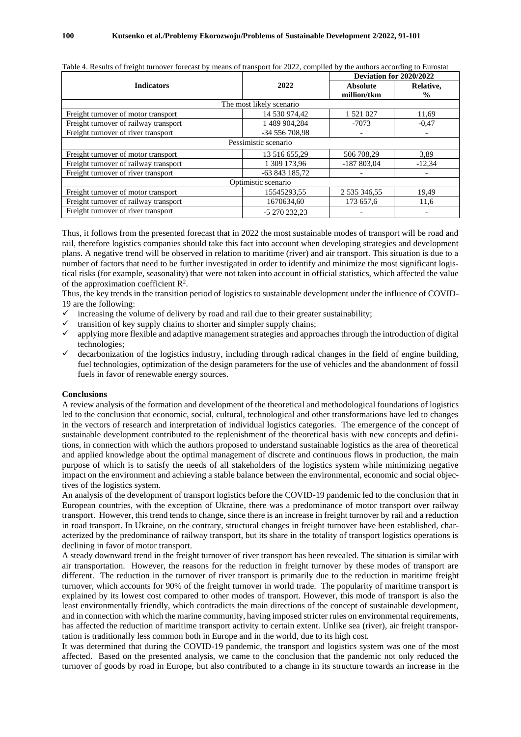Table 4. Results of freight turnover forecast by means of transport for 2022, compiled by the authors according to Eurostat

| Indicators | 2022 | Deviation for 2020/2022 | |
|---|---|---|---|
| | | Absolute million/tkm | Relative, % |
| The most likely scenario | | | |
| Freight turnover of motor transport | 14 530 974,42 | 1 521 027 | 11,69 |
| Freight turnover of railway transport | 1 489 904,284 | -7073 | -0,47 |
| Freight turnover of river transport | -34 556 708,98 | - | - |
| Pessimistic scenario | | | |
| Freight turnover of motor transport | 13 516 655,29 | 506 708,29 | 3,89 |
| Freight turnover of railway transport | 1 309 173,96 | -187 803,04 | -12,34 |
| Freight turnover of river transport | -63 843 185,72 | - | - |
| Optimistic scenario | | | |
| Freight turnover of motor transport | 15545293,55 | 2 535 346,55 | 19,49 |
| Freight turnover of railway transport | 1670634,60 | 173 657,6 | 11,6 |
| Freight turnover of river transport | -5 270 232,23 | - | - |

Thus, it follows from the presented forecast that in 2022 the most sustainable modes of transport will be road and rail, therefore logistics companies should take this fact into account when developing strategies and development plans. A negative trend will be observed in relation to maritime (river) and air transport. This situation is due to a number of factors that need to be further investigated in order to identify and minimize the most significant logistical risks (for example, seasonality) that were not taken into account in official statistics, which affected the value of the approximation coefficient $R^2$.

Thus, the key trends in the transition period of logistics to sustainable development under the influence of COVID-19 are the following:

- increasing the volume of delivery by road and rail due to their greater sustainability;
- transition of key supply chains to shorter and simpler supply chains;
- applying more flexible and adaptive management strategies and approaches through the introduction of digital technologies;
- decarbonization of the logistics industry, including through radical changes in the field of engine building, fuel technologies, optimization of the design parameters for the use of vehicles and the abandonment of fossil fuels in favor of renewable energy sources.

## Conclusions

A review analysis of the formation and development of the theoretical and methodological foundations of logistics led to the conclusion that economic, social, cultural, technological and other transformations have led to changes in the vectors of research and interpretation of individual logistics categories. The emergence of the concept of sustainable development contributed to the replenishment of the theoretical basis with new concepts and definitions, in connection with which the authors proposed to understand sustainable logistics as the area of theoretical and applied knowledge about the optimal management of discrete and continuous flows in production, the main purpose of which is to satisfy the needs of all stakeholders of the logistics system while minimizing negative impact on the environment and achieving a stable balance between the environmental, economic and social objectives of the logistics system.

An analysis of the development of transport logistics before the COVID-19 pandemic led to the conclusion that in European countries, with the exception of Ukraine, there was a predominance of motor transport over railway transport. However, this trend tends to change, since there is an increase in freight turnover by rail and a reduction in road transport. In Ukraine, on the contrary, structural changes in freight turnover have been established, characterized by the predominance of railway transport, but its share in the totality of transport logistics operations is declining in favor of motor transport.

A steady downward trend in the freight turnover of river transport has been revealed. The situation is similar with air transportation. However, the reasons for the reduction in freight turnover by these modes of transport are different. The reduction in the turnover of river transport is primarily due to the reduction in maritime freight turnover, which accounts for 90% of the freight turnover in world trade. The popularity of maritime transport is explained by its lowest cost compared to other modes of transport. However, this mode of transport is also the least environmentally friendly, which contradicts the main directions of the concept of sustainable development, and in connection with which the marine community, having imposed stricter rules on environmental requirements, has affected the reduction of maritime transport activity to certain extent. Unlike sea (river), air freight transportation is traditionally less common both in Europe and in the world, due to its high cost.

It was determined that during the COVID-19 pandemic, the transport and logistics system was one of the most affected. Based on the presented analysis, we came to the conclusion that the pandemic not only reduced the turnover of goods by road in Europe, but also contributed to a change in its structure towards an increase in the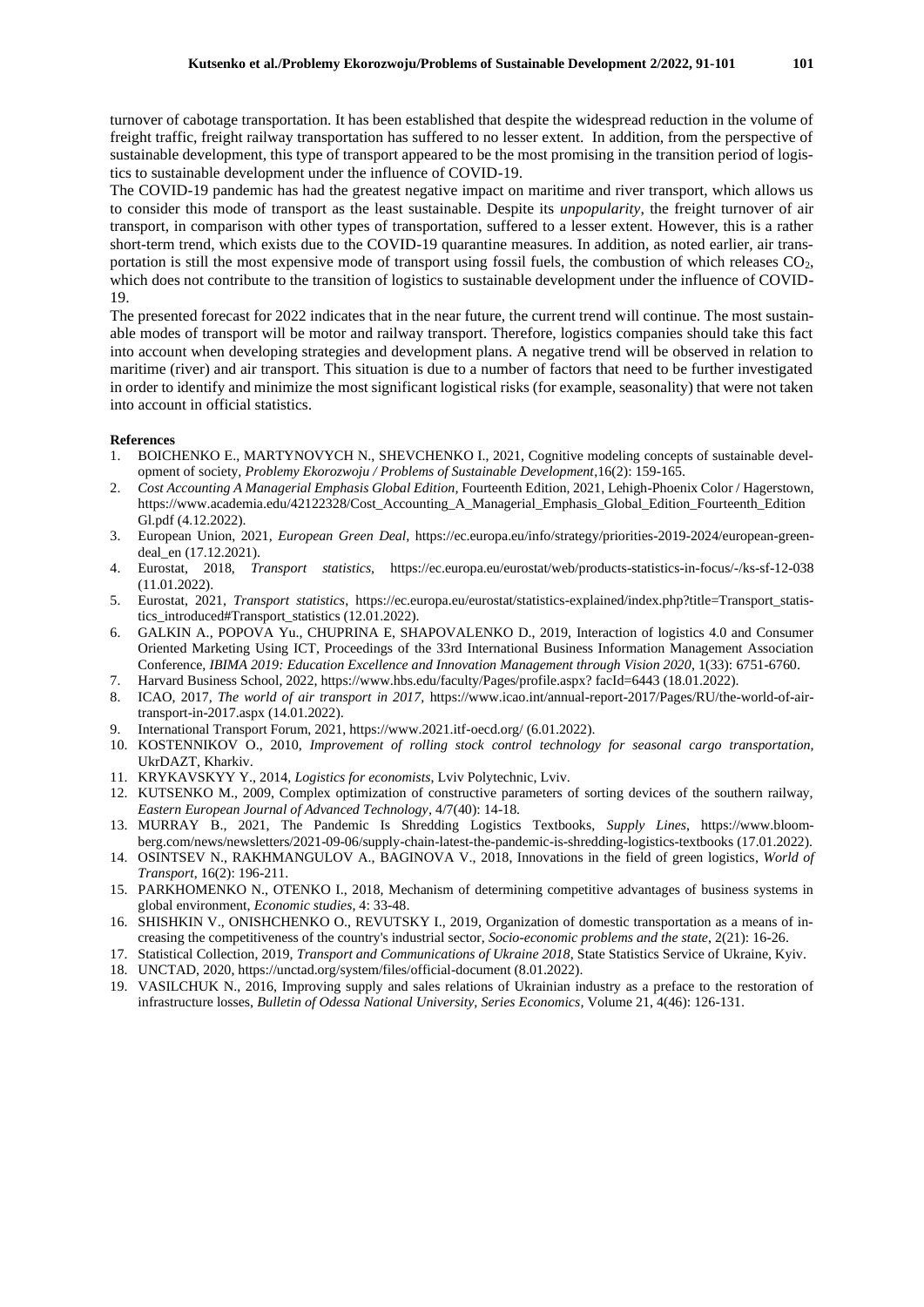turnover of cabotage transportation. It has been established that despite the widespread reduction in the volume of freight traffic, freight railway transportation has suffered to no lesser extent. In addition, from the perspective of sustainable development, this type of transport appeared to be the most promising in the transition period of logistics to sustainable development under the influence of COVID-19.

The COVID-19 pandemic has had the greatest negative impact on maritime and river transport, which allows us to consider this mode of transport as the least sustainable. Despite its *unpopularity*, the freight turnover of air transport, in comparison with other types of transportation, suffered to a lesser extent. However, this is a rather short-term trend, which exists due to the COVID-19 quarantine measures. In addition, as noted earlier, air transportation is still the most expensive mode of transport using fossil fuels, the combustion of which releases $CO_2$, which does not contribute to the transition of logistics to sustainable development under the influence of COVID-19.

The presented forecast for 2022 indicates that in the near future, the current trend will continue. The most sustainable modes of transport will be motor and railway transport. Therefore, logistics companies should take this fact into account when developing strategies and development plans. A negative trend will be observed in relation to maritime (river) and air transport. This situation is due to a number of factors that need to be further investigated in order to identify and minimize the most significant logistical risks (for example, seasonality) that were not taken into account in official statistics.

**References**

1. BOICHENKO E., MARTYNOVYCH N., SHEVCHENKO I., 2021, Cognitive modeling concepts of sustainable development of society, *Problemy Ekorozwoju / Problems of Sustainable Development*,16(2): 159-165.
2. *Cost Accounting A Managerial Emphasis Global Edition,* Fourteenth Edition, 2021, Lehigh-Phoenix Color / Hagerstown, https://www.academia.edu/42122328/Cost_Accounting_A_Managerial_Emphasis_Global_Edition_Fourteenth_Edition Gl.pdf (4.12.2022).
3. European Union, 2021, *European Green Deal,* https://ec.europa.eu/info/strategy/priorities-2019-2024/european-green-deal_en (17.12.2021).
4. Eurostat, 2018, *Transport statistics*, https://ec.europa.eu/eurostat/web/products-statistics-in-focus/-/ks-sf-12-038 (11.01.2022).
5. Eurostat, 2021, *Transport statistics*, https://ec.europa.eu/eurostat/statistics-explained/index.php?title=Transport_statistics_introduced#Transport_statistics (12.01.2022).
6. GALKIN A., POPOVA Yu., CHUPRINA E, SHAPOVALENKO D., 2019, Interaction of logistics 4.0 and Consumer Oriented Marketing Using ICT, Proceedings of the 33rd International Business Information Management Association Conference, *IBIMA 2019: Education Excellence and Innovation Management through Vision 2020*, 1(33): 6751-6760.
7. Harvard Business School, 2022, https://www.hbs.edu/faculty/Pages/profile.aspx? facId=6443 (18.01.2022).
8. ICAO, 2017, *The world of air transport in 2017*, https://www.icao.int/annual-report-2017/Pages/RU/the-world-of-air-transport-in-2017.aspx (14.01.2022).
9. International Transport Forum, 2021, https://www.2021.itf-oecd.org/ (6.01.2022).
10. KOSTENNIKOV O., 2010, *Improvement of rolling stock control technology for seasonal cargo transportation,* UkrDAZT, Kharkiv.
11. KRYKAVSKYY Y., 2014, *Logistics for economists*, Lviv Polytechnic, Lviv.
12. KUTSENKO M., 2009, Complex optimization of constructive parameters of sorting devices of the southern railway, *Eastern European Journal of Advanced Technology*, 4/7(40): 14-18.
13. MURRAY B., 2021, The Pandemic Is Shredding Logistics Textbooks, *Supply Lines*, https://www.bloomberg.com/news/newsletters/2021-09-06/supply-chain-latest-the-pandemic-is-shredding-logistics-textbooks (17.01.2022).
14. OSINTSEV N., RAKHMANGULOV A., BAGINOVA V., 2018, Innovations in the field of green logistics, *World of Transport*, 16(2): 196-211.
15. PARKHOMENKO N., OTENKO I., 2018, Mechanism of determining competitive advantages of business systems in global environment, *Economic studies*, 4: 33-48.
16. SHISHKIN V., ONISHCHENKO O., REVUTSKY I., 2019, Organization of domestic transportation as a means of increasing the competitiveness of the country's industrial sector, *Socio-economic problems and the state*, 2(21): 16-26.
17. Statistical Collection, 2019, *Transport and Communications of Ukraine 2018*, State Statistics Service of Ukraine, Kyiv.
18. UNCTAD, 2020, https://unctad.org/system/files/official-document (8.01.2022).
19. VASILCHUK N., 2016, Improving supply and sales relations of Ukrainian industry as a preface to the restoration of infrastructure losses, *Bulletin of Odessa National University, Series Economics,* Volume 21, 4(46): 126-131.